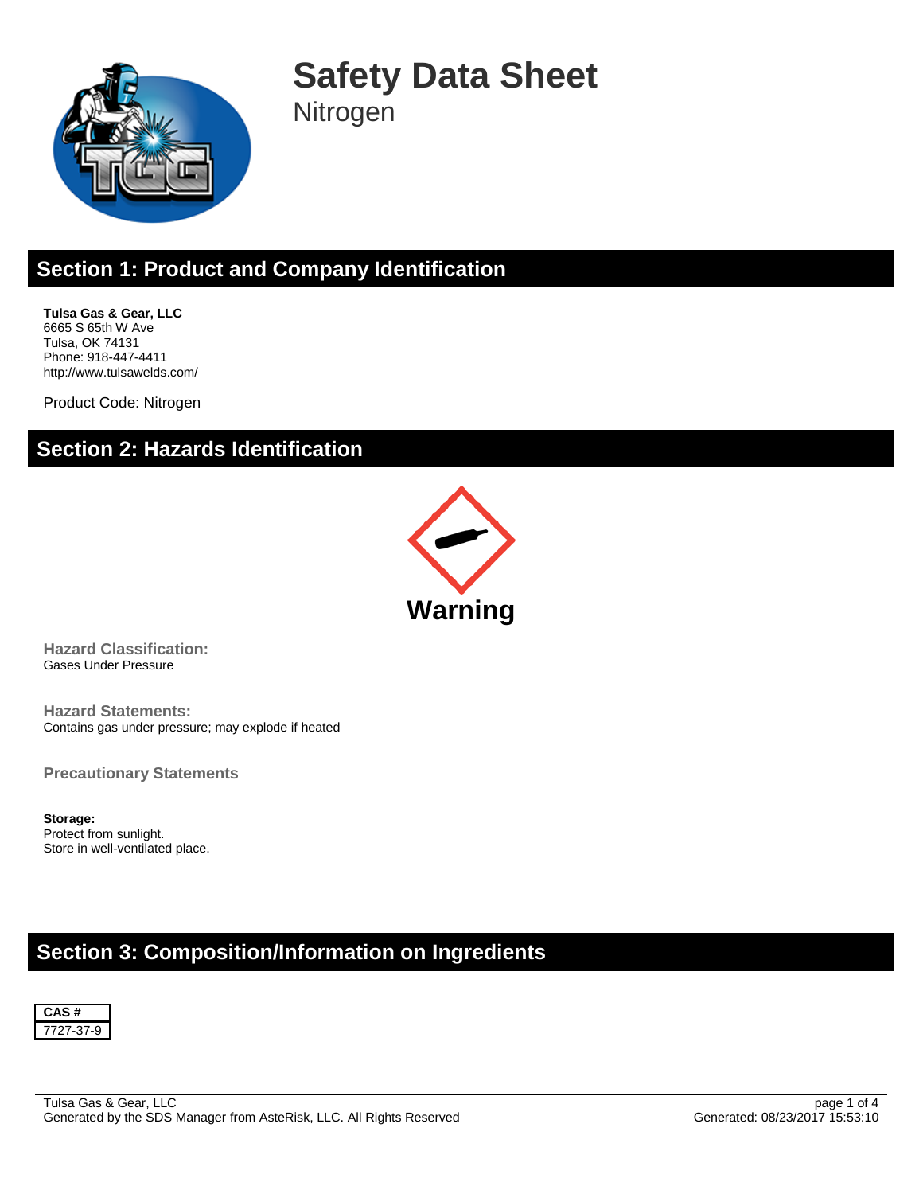# Safety Data Sheet

Nitrogen

## Section 1: Product and Company Identification

**Tulsa Gas & Gear, LLC**
6665 S 65th W Ave
Tulsa, OK 74131
Phone: 918-447-4411
http://www.tulsawelds.com/

Product Code: Nitrogen

## Section 2: Hazards Identification

**Warning**

### Hazard Classification:

Gases Under Pressure

### Hazard Statements:

Contains gas under pressure; may explode if heated

### Precautionary Statements

**Storage:**
Protect from sunlight.
Store in well-ventilated place.

## Section 3: Composition/Information on Ingredients

| CAS # |
| --- |
| 7727-37-9 |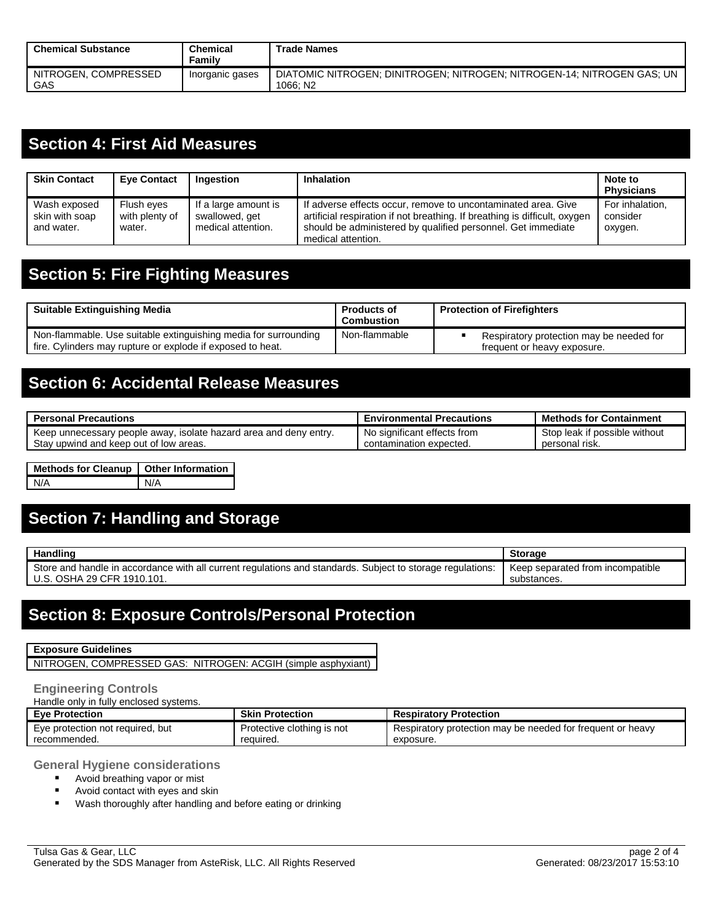| Chemical Substance | Chemical Family | Trade Names |
|---|---|---|
| NITROGEN, COMPRESSED GAS | Inorganic gases | DIATOMIC NITROGEN; DINITROGEN; NITROGEN; NITROGEN-14; NITROGEN GAS; UN 1066; N2 |

## Section 4: First Aid Measures

| Skin Contact | Eye Contact | Ingestion | Inhalation | Note to Physicians |
|---|---|---|---|---|
| Wash exposed skin with soap and water. | Flush eyes with plenty of water. | If a large amount is swallowed, get medical attention. | If adverse effects occur, remove to uncontaminated area. Give artificial respiration if not breathing. If breathing is difficult, oxygen should be administered by qualified personnel. Get immediate medical attention. | For inhalation, consider oxygen. |

## Section 5: Fire Fighting Measures

| Suitable Extinguishing Media | Products of Combustion | Protection of Firefighters |
|---|---|---|
| Non-flammable. Use suitable extinguishing media for surrounding fire. Cylinders may rupture or explode if exposed to heat. | Non-flammable | ▪ Respiratory protection may be needed for frequent or heavy exposure. |

## Section 6: Accidental Release Measures

| Personal Precautions | Environmental Precautions | Methods for Containment |
|---|---|---|
| Keep unnecessary people away, isolate hazard area and deny entry. Stay upwind and keep out of low areas. | No significant effects from contamination expected. | Stop leak if possible without personal risk. |

| Methods for Cleanup | Other Information |
|---|---|
| N/A | N/A |

## Section 7: Handling and Storage

| Handling | Storage |
|---|---|
| Store and handle in accordance with all current regulations and standards. Subject to storage regulations: U.S. OSHA 29 CFR 1910.101. | Keep separated from incompatible substances. |

## Section 8: Exposure Controls/Personal Protection

| Exposure Guidelines |
|---|
| NITROGEN, COMPRESSED GAS: NITROGEN: ACGIH (simple asphyxiant) |

### Engineering Controls

Handle only in fully enclosed systems.

| Eye Protection | Skin Protection | Respiratory Protection |
|---|---|---|
| Eye protection not required, but recommended. | Protective clothing is not required. | Respiratory protection may be needed for frequent or heavy exposure. |

### General Hygiene considerations

- Avoid breathing vapor or mist
- Avoid contact with eyes and skin
- Wash thoroughly after handling and before eating or drinking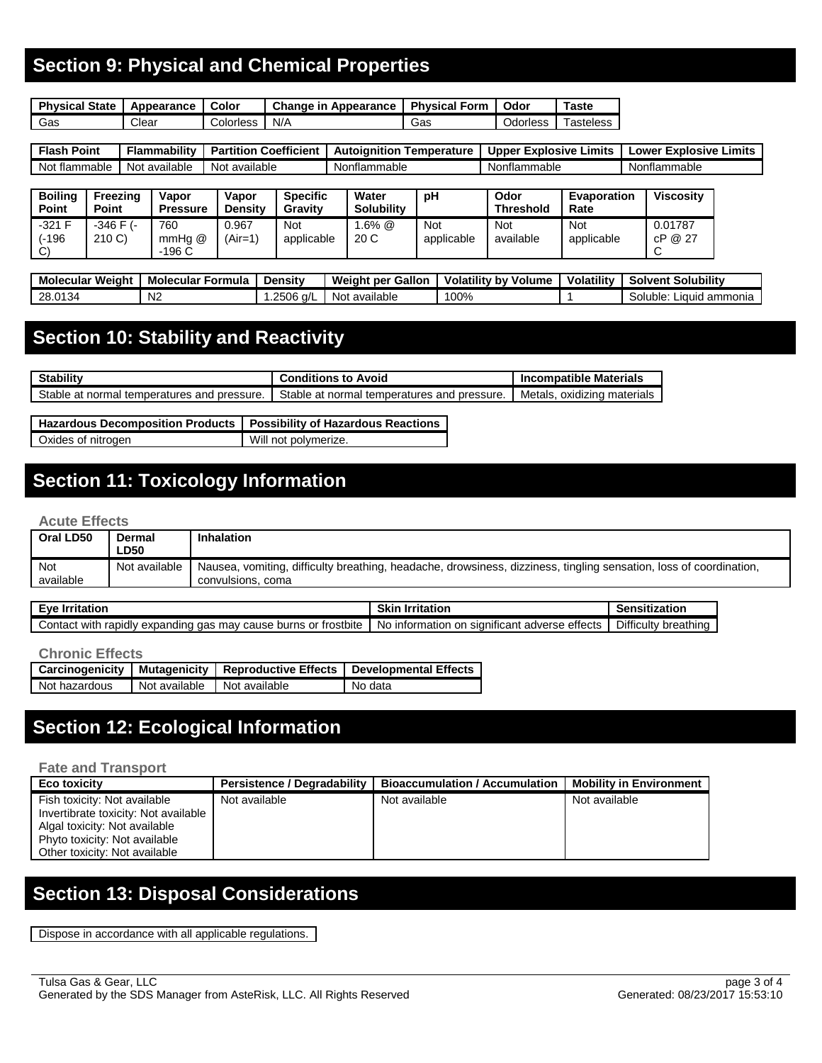## Section 9: Physical and Chemical Properties

| Physical State | Appearance | Color | Change in Appearance | Physical Form | Odor | Taste |
|---|---|---|---|---|---|---|
| Gas | Clear | Colorless | N/A | Gas | Odorless | Tasteless |

| Flash Point | Flammability | Partition Coefficient | Autoignition Temperature | Upper Explosive Limits | Lower Explosive Limits |
|---|---|---|---|---|---|
| Not flammable | Not available | Not available | Nonflammable | Nonflammable | Nonflammable |

| Boiling Point | Freezing Point | Vapor Pressure | Vapor Density | Specific Gravity | Water Solubility | pH | Odor Threshold | Evaporation Rate | Viscosity |
|---|---|---|---|---|---|---|---|---|---|
| -321 F (-196 C) | -346 F (-210 C) | 760 mmHg @ -196 C | 0.967 (Air=1) | Not applicable | 1.6% @ 20 C | Not applicable | Not available | Not applicable | 0.01787 cP @ 27 C |

| Molecular Weight | Molecular Formula | Density | Weight per Gallon | Volatility by Volume | Volatility | Solvent Solubility |
|---|---|---|---|---|---|---|
| 28.0134 | $N_2$ | 1.2506 g/L | Not available | 100% | 1 | Soluble: Liquid ammonia |

## Section 10: Stability and Reactivity

| Stability | Conditions to Avoid | Incompatible Materials |
|---|---|---|
| Stable at normal temperatures and pressure. | Stable at normal temperatures and pressure. | Metals, oxidizing materials |

| Hazardous Decomposition Products | Possibility of Hazardous Reactions |
|---|---|
| Oxides of nitrogen | Will not polymerize. |

## Section 11: Toxicology Information

### Acute Effects

| Oral LD50 | Dermal LD50 | Inhalation |
|---|---|---|
| Not available | Not available | Nausea, vomiting, difficulty breathing, headache, drowsiness, dizziness, tingling sensation, loss of coordination, convulsions, coma |

| Eye Irritation | Skin Irritation | Sensitization |
|---|---|---|
| Contact with rapidly expanding gas may cause burns or frostbite | No information on significant adverse effects | Difficulty breathing |

### Chronic Effects

| Carcinogenicity | Mutagenicity | Reproductive Effects | Developmental Effects |
|---|---|---|---|
| Not hazardous | Not available | Not available | No data |

## Section 12: Ecological Information

### Fate and Transport

| Eco toxicity | Persistence / Degradability | Bioaccumulation / Accumulation | Mobility in Environment |
|---|---|---|---|
| Fish toxicity: Not available<br>Invertibrate toxicity: Not available<br>Algal toxicity: Not available<br>Phyto toxicity: Not available<br>Other toxicity: Not available | Not available | Not available | Not available |

## Section 13: Disposal Considerations

Dispose in accordance with all applicable regulations.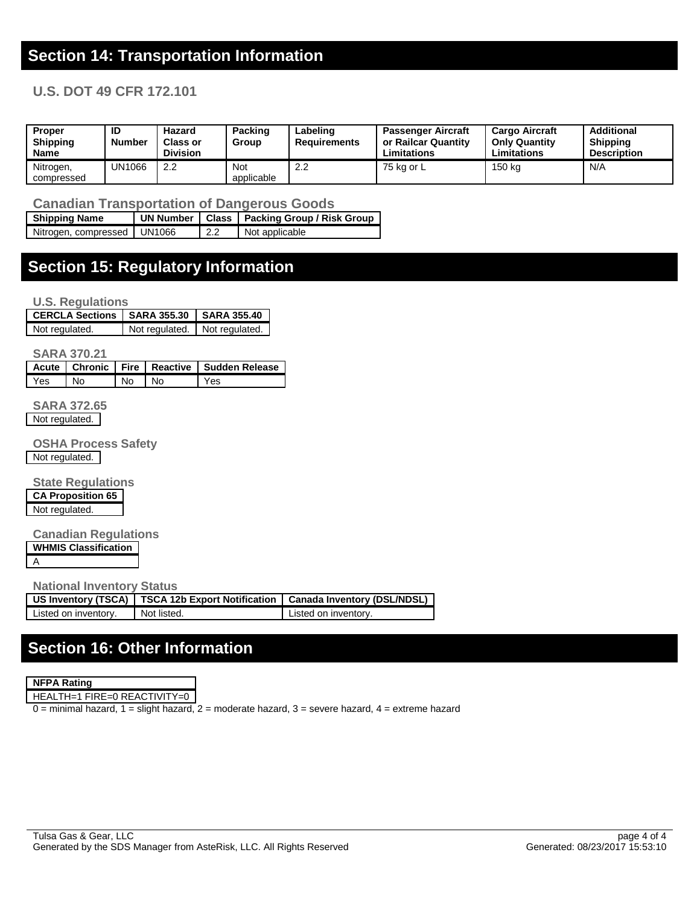## Section 14: Transportation Information

### U.S. DOT 49 CFR 172.101

| Proper Shipping Name | ID Number | Hazard Class or Division | Packing Group | Labeling Requirements | Passenger Aircraft or Railcar Quantity Limitations | Cargo Aircraft Only Quantity Limitations | Additional Shipping Description |
|---|---|---|---|---|---|---|---|
| Nitrogen, compressed | UN1066 | 2.2 | Not applicable | 2.2 | 75 kg or L | 150 kg | N/A |

### Canadian Transportation of Dangerous Goods

| Shipping Name | UN Number | Class | Packing Group / Risk Group |
|---|---|---|---|
| Nitrogen, compressed | UN1066 | 2.2 | Not applicable |

## Section 15: Regulatory Information

### U.S. Regulations

| CERCLA Sections | SARA 355.30 | SARA 355.40 |
|---|---|---|
| Not regulated. | Not regulated. | Not regulated. |

### SARA 370.21

| Acute | Chronic | Fire | Reactive | Sudden Release |
|---|---|---|---|---|
| Yes | No | No | No | Yes |

### SARA 372.65

Not regulated.

### OSHA Process Safety

Not regulated.

### State Regulations

| CA Proposition 65 |
|---|
| Not regulated. |

### Canadian Regulations

| WHMIS Classification |
|---|
| A |

### National Inventory Status

| US Inventory (TSCA) | TSCA 12b Export Notification | Canada Inventory (DSL/NDSL) |
|---|---|---|
| Listed on inventory. | Not listed. | Listed on inventory. |

## Section 16: Other Information

| NFPA Rating |
|---|
| HEALTH=1 FIRE=0 REACTIVITY=0 |

0 = minimal hazard, 1 = slight hazard, 2 = moderate hazard, 3 = severe hazard, 4 = extreme hazard

Tulsa Gas & Gear, LLC
Generated by the SDS Manager from AsteRisk, LLC. All Rights Reserved
Generated: 08/23/2017 15:53:10